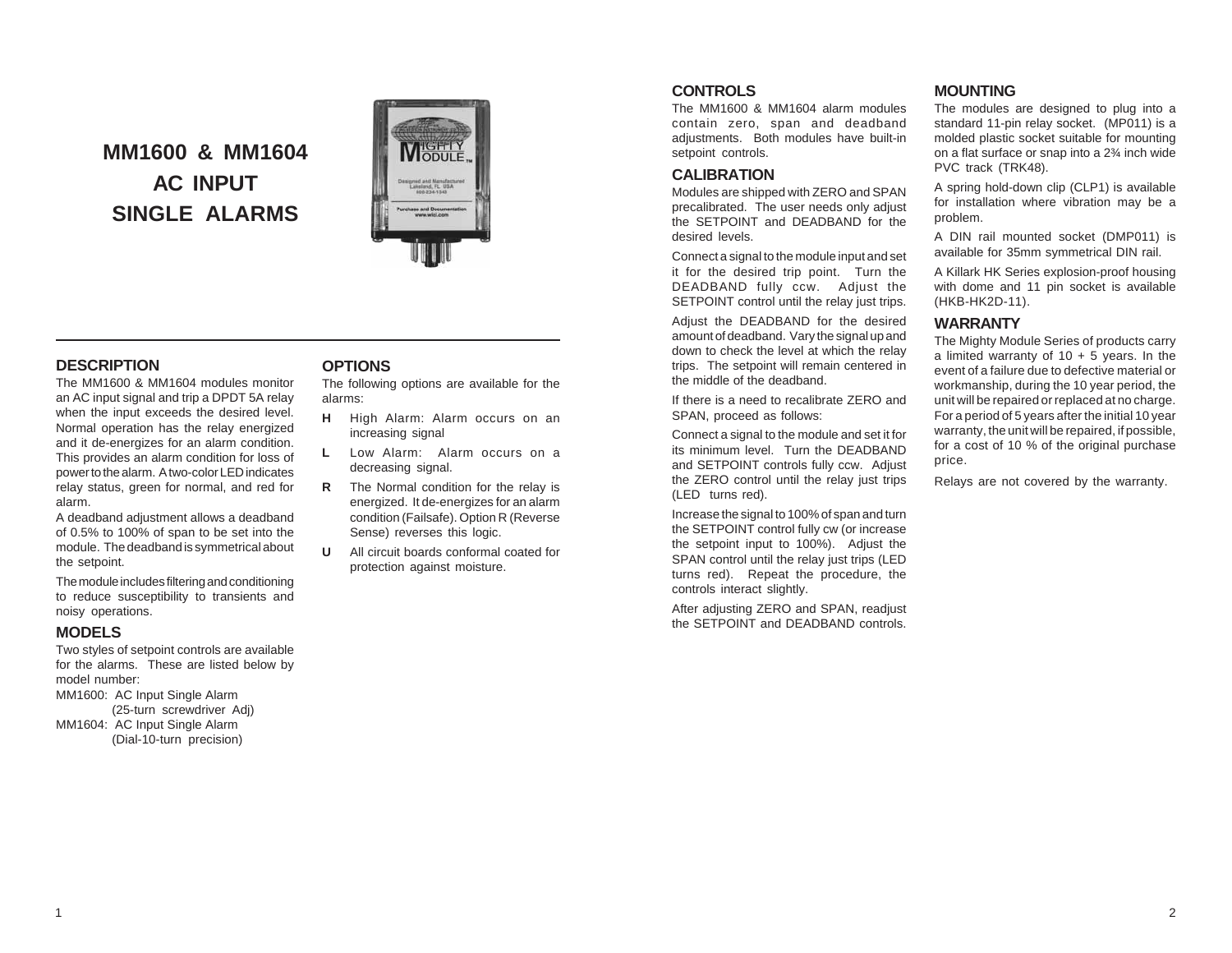# MM1600 & MM1604
# AC INPUT
# SINGLE ALARMS

## DESCRIPTION

The MM1600 & MM1604 modules monitor an AC input signal and trip a DPDT 5A relay when the input exceeds the desired level. Normal operation has the relay energized and it de-energizes for an alarm condition. This provides an alarm condition for loss of power to the alarm. A two-color LED indicates relay status, green for normal, and red for alarm.

A deadband adjustment allows a deadband of 0.5% to 100% of span to be set into the module. The deadband is symmetrical about the setpoint.

The module includes filtering and conditioning to reduce susceptibility to transients and noisy operations.

## MODELS

Two styles of setpoint controls are available for the alarms. These are listed below by model number:

MM1600: AC Input Single Alarm
(25-turn screwdriver Adj)

MM1604: AC Input Single Alarm
(Dial-10-turn precision)

## OPTIONS

The following options are available for the alarms:

- **H** High Alarm: Alarm occurs on an increasing signal
- **L** Low Alarm: Alarm occurs on a decreasing signal.
- **R** The Normal condition for the relay is energized. It de-energizes for an alarm condition (Failsafe). Option R (Reverse Sense) reverses this logic.
- **U** All circuit boards conformal coated for protection against moisture.

## CONTROLS

The MM1600 & MM1604 alarm modules contain zero, span and deadband adjustments. Both modules have built-in setpoint controls.

## CALIBRATION

Modules are shipped with ZERO and SPAN precalibrated. The user needs only adjust the SETPOINT and DEADBAND for the desired levels.

Connect a signal to the module input and set it for the desired trip point. Turn the DEADBAND fully ccw. Adjust the SETPOINT control until the relay just trips.

Adjust the DEADBAND for the desired amount of deadband. Vary the signal up and down to check the level at which the relay trips. The setpoint will remain centered in the middle of the deadband.

If there is a need to recalibrate ZERO and SPAN, proceed as follows:

Connect a signal to the module and set it for its minimum level. Turn the DEADBAND and SETPOINT controls fully ccw. Adjust the ZERO control until the relay just trips (LED turns red).

Increase the signal to 100% of span and turn the SETPOINT control fully cw (or increase the setpoint input to 100%). Adjust the SPAN control until the relay just trips (LED turns red). Repeat the procedure, the controls interact slightly.

After adjusting ZERO and SPAN, readjust the SETPOINT and DEADBAND controls.

## MOUNTING

The modules are designed to plug into a standard 11-pin relay socket. (MP011) is a molded plastic socket suitable for mounting on a flat surface or snap into a 2¾ inch wide PVC track (TRK48).

A spring hold-down clip (CLP1) is available for installation where vibration may be a problem.

A DIN rail mounted socket (DMP011) is available for 35mm symmetrical DIN rail.

A Killark HK Series explosion-proof housing with dome and 11 pin socket is available (HKB-HK2D-11).

## WARRANTY

The Mighty Module Series of products carry a limited warranty of 10 + 5 years. In the event of a failure due to defective material or workmanship, during the 10 year period, the unit will be repaired or replaced at no charge. For a period of 5 years after the initial 10 year warranty, the unit will be repaired, if possible, for a cost of 10 % of the original purchase price.

Relays are not covered by the warranty.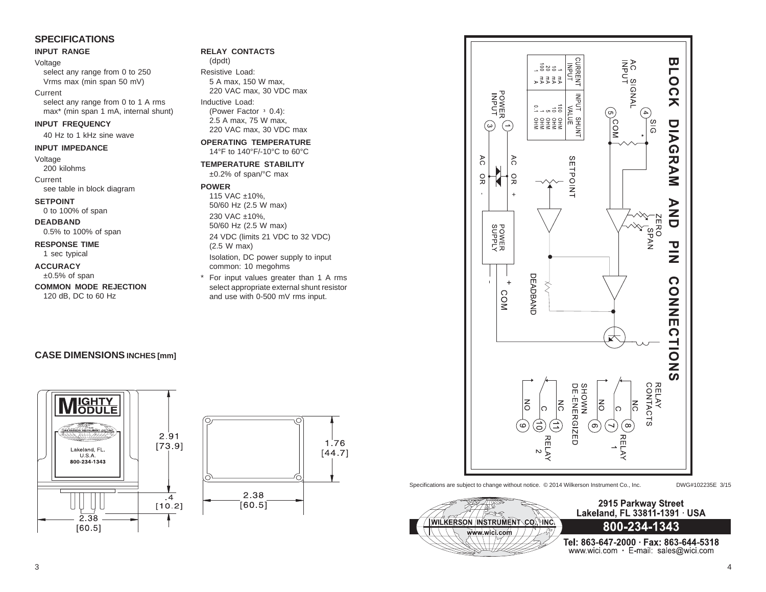## SPECIFICATIONS

**INPUT RANGE**

Voltage
select any range from 0 to 250 Vrms max (min span 50 mV)

Current
select any range from 0 to 1 A rms max* (min span 1 mA, internal shunt)

**INPUT FREQUENCY**

40 Hz to 1 kHz sine wave

**INPUT IMPEDANCE**

Voltage
200 kilohms

Current
see table in block diagram

**SETPOINT**

0 to 100% of span

**DEADBAND**

0.5% to 100% of span

**RESPONSE TIME**

1 sec typical

**ACCURACY**

±0.5% of span

**COMMON MODE REJECTION**

120 dB, DC to 60 Hz

**RELAY CONTACTS**

(dpdt)

Resistive Load:
5 A max, 150 W max, 220 VAC max, 30 VDC max

Inductive Load:
(Power Factor ≥ 0.4):
2.5 A max, 75 W max, 220 VAC max, 30 VDC max

**OPERATING TEMPERATURE**

14°F to 140°F/-10°C to 60°C

**TEMPERATURE STABILITY**

±0.2% of span/°C max

**POWER**

115 VAC ±10%, 50/60 Hz (2.5 W max)

230 VAC ±10%, 50/60 Hz (2.5 W max)

24 VDC (limits 21 VDC to 32 VDC) (2.5 W max)

Isolation, DC power supply to input common: 10 megohms

\* For input values greater than 1 A rms select appropriate external shunt resistor and use with 0-500 mV rms input.

## CASE DIMENSIONS INCHES [mm]

MIGHTY MODULE
WILKERSON INSTRUMENT CO., INC.
Lakeland, FL.
U.S.A.
800-234-1343

2.91
[73.9]

.4
[10.2]

2.38
[60.5]

1.76
[44.7]

2.38
[60.5]

## BLOCK DIAGRAM AND PIN CONNECTIONS

| CURRENT INPUT | INPUT SHUNT VALUE |
|---|---|
| 1 mA | 100 OHM |
| 10 mA | 10 OHM |
| 20 mA | 5 OHM |
| 100 mA | 1 OHM |
| 1 A | 0.1 OHM |

AC SIGNAL INPUT
4 SIG *
5 COM

POWER INPUT
1 AC OR +
3 AC OR -

SETPOINT
ZERO
SPAN
POWER SUPPLY
DEADBAND
+ COM
-

RELAY CONTACTS
SHOWN DE-ENERGIZED

NC 8
C 7
NO 6
RELAY 1

NC 11
C 10
NO 9
RELAY 2

Specifications are subject to change without notice. © 2014 Wilkerson Instrument Co., Inc. DWG#102235E 3/15

WILKERSON INSTRUMENT CO., INC.
www.wici.com

2915 Parkway Street
Lakeland, FL 33811-1391 · USA
800-234-1343
Tel: 863-647-2000 · Fax: 863-644-5318
www.wici.com · E-mail: sales@wici.com